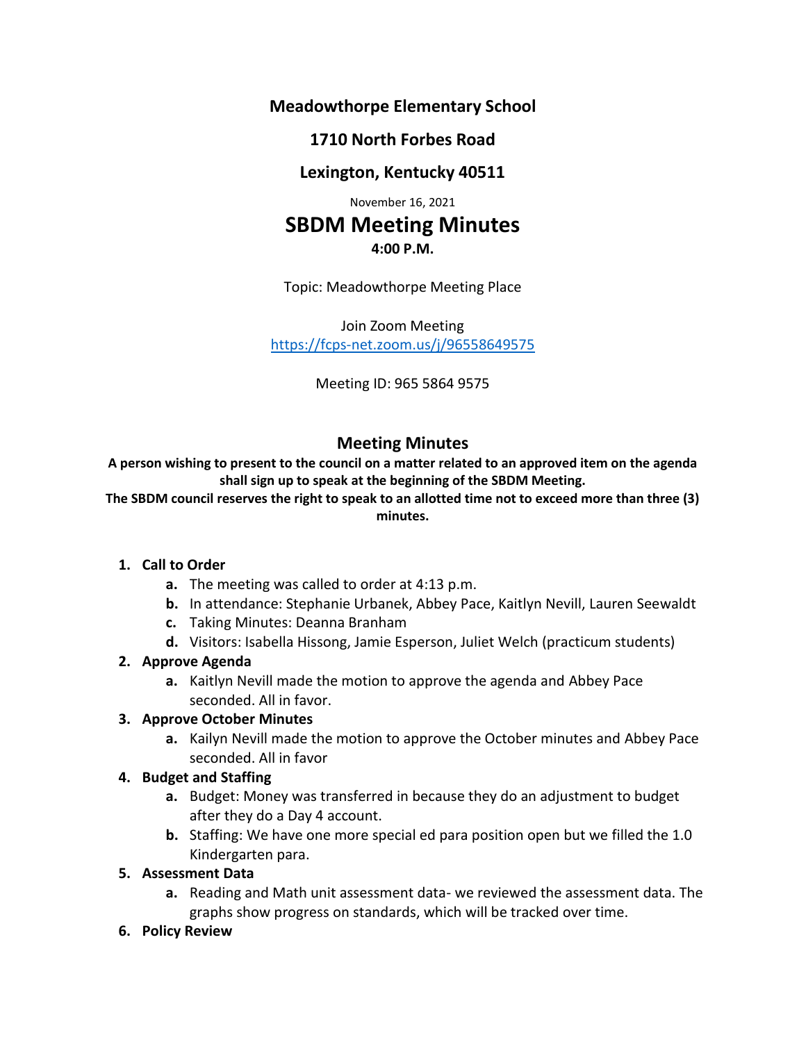**Meadowthorpe Elementary School**

**1710 North Forbes Road**

**Lexington, Kentucky 40511**

November 16, 2021

# SBDM Meeting Minutes

**4:00 P.M.**

Topic: Meadowthorpe Meeting Place

Join Zoom Meeting
https://fcps-net.zoom.us/j/96558649575

Meeting ID: 965 5864 9575

## Meeting Minutes

**A person wishing to present to the council on a matter related to an approved item on the agenda shall sign up to speak at the beginning of the SBDM Meeting.**
**The SBDM council reserves the right to speak to an allotted time not to exceed more than three (3) minutes.**

1. **Call to Order**
   a. The meeting was called to order at 4:13 p.m.
   b. In attendance: Stephanie Urbanek, Abbey Pace, Kaitlyn Nevill, Lauren Seewaldt
   c. Taking Minutes: Deanna Branham
   d. Visitors: Isabella Hissong, Jamie Esperson, Juliet Welch (practicum students)
2. **Approve Agenda**
   a. Kaitlyn Nevill made the motion to approve the agenda and Abbey Pace seconded. All in favor.
3. **Approve October Minutes**
   a. Kailyn Nevill made the motion to approve the October minutes and Abbey Pace seconded. All in favor
4. **Budget and Staffing**
   a. Budget: Money was transferred in because they do an adjustment to budget after they do a Day 4 account.
   b. Staffing: We have one more special ed para position open but we filled the 1.0 Kindergarten para.
5. **Assessment Data**
   a. Reading and Math unit assessment data- we reviewed the assessment data. The graphs show progress on standards, which will be tracked over time.
6. **Policy Review**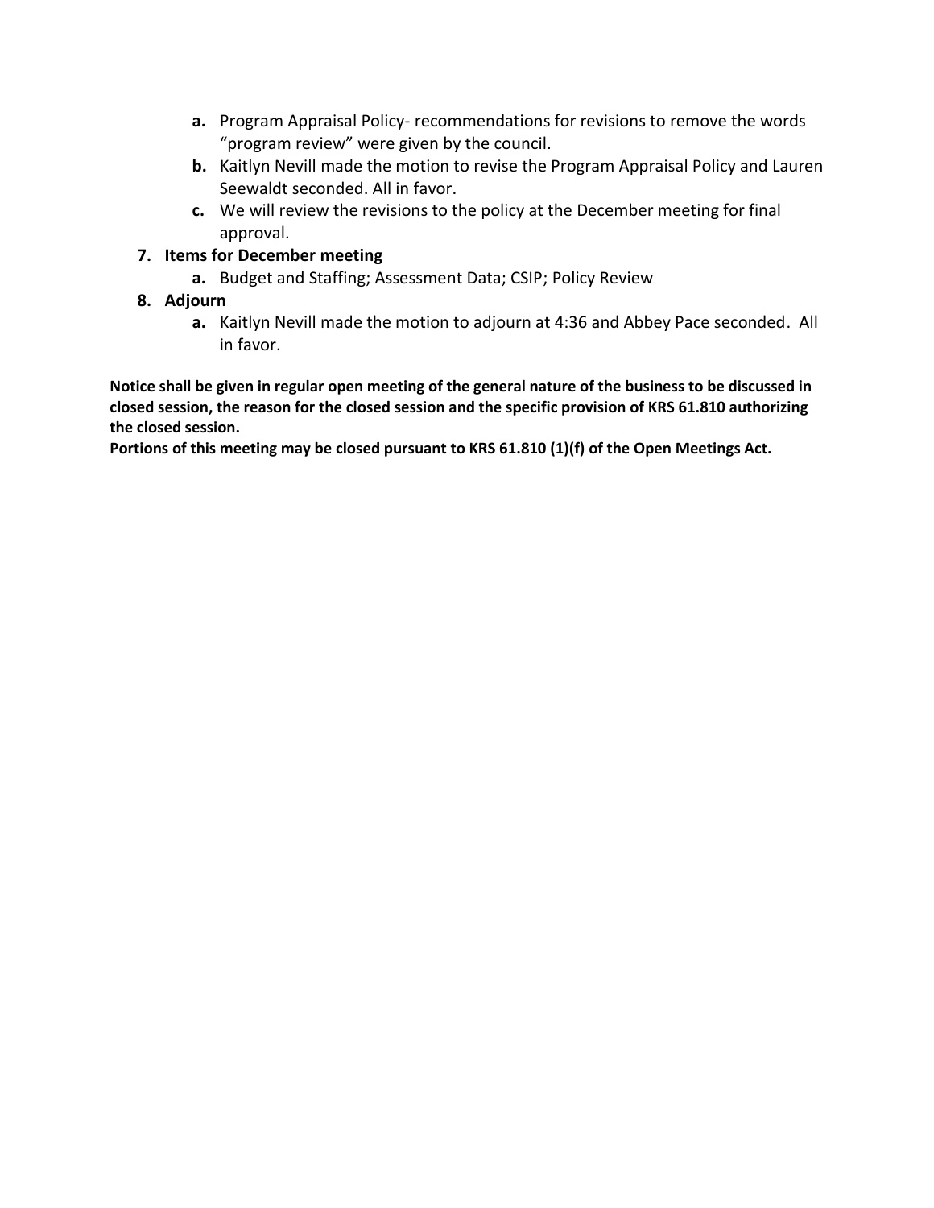a. Program Appraisal Policy- recommendations for revisions to remove the words "program review" were given by the council.
   b. Kaitlyn Nevill made the motion to revise the Program Appraisal Policy and Lauren Seewaldt seconded. All in favor.
   c. We will review the revisions to the policy at the December meeting for final approval.

7. **Items for December meeting**
   a. Budget and Staffing; Assessment Data; CSIP; Policy Review
8. **Adjourn**
   a. Kaitlyn Nevill made the motion to adjourn at 4:36 and Abbey Pace seconded. All in favor.

**Notice shall be given in regular open meeting of the general nature of the business to be discussed in closed session, the reason for the closed session and the specific provision of KRS 61.810 authorizing the closed session.**
**Portions of this meeting may be closed pursuant to KRS 61.810 (1)(f) of the Open Meetings Act.**